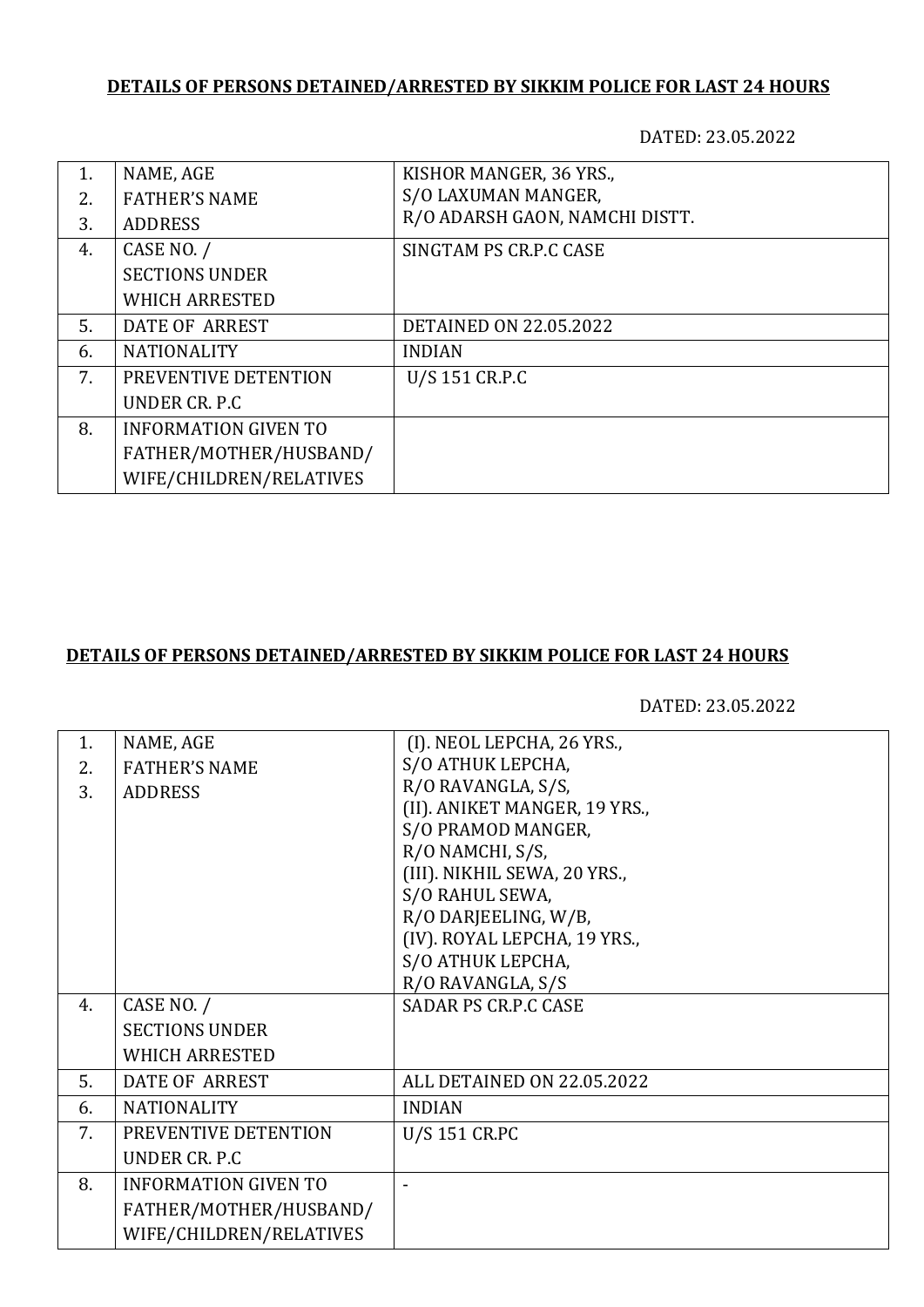**DETAILS OF PERSONS DETAINED/ARRESTED BY SIKKIM POLICE FOR LAST 24 HOURS**

DATED: 23.05.2022

| | | |
|---|---|---|
| 1.<br>2.<br>3. | NAME, AGE<br>FATHER'S NAME<br>ADDRESS | KISHOR MANGER, 36 YRS.,<br>S/O LAXUMAN MANGER,<br>R/O ADARSH GAON, NAMCHI DISTT. |
| 4. | CASE NO. /<br>SECTIONS UNDER<br>WHICH ARRESTED | SINGTAM PS CR.P.C CASE |
| 5. | DATE OF ARREST | DETAINED ON 22.05.2022 |
| 6. | NATIONALITY | INDIAN |
| 7. | PREVENTIVE DETENTION<br>UNDER CR. P.C | U/S 151 CR.P.C |
| 8. | INFORMATION GIVEN TO<br>FATHER/MOTHER/HUSBAND/<br>WIFE/CHILDREN/RELATIVES | |

**DETAILS OF PERSONS DETAINED/ARRESTED BY SIKKIM POLICE FOR LAST 24 HOURS**

DATED: 23.05.2022

| | | |
|---|---|---|
| 1.<br>2.<br>3. | NAME, AGE<br>FATHER'S NAME<br>ADDRESS | (I). NEOL LEPCHA, 26 YRS.,<br>S/O ATHUK LEPCHA,<br>R/O RAVANGLA, S/S,<br>(II). ANIKET MANGER, 19 YRS.,<br>S/O PRAMOD MANGER,<br>R/O NAMCHI, S/S,<br>(III). NIKHIL SEWA, 20 YRS.,<br>S/O RAHUL SEWA,<br>R/O DARJEELING, W/B,<br>(IV). ROYAL LEPCHA, 19 YRS.,<br>S/O ATHUK LEPCHA,<br>R/O RAVANGLA, S/S |
| 4. | CASE NO. /<br>SECTIONS UNDER<br>WHICH ARRESTED | SADAR PS CR.P.C CASE |
| 5. | DATE OF ARREST | ALL DETAINED ON 22.05.2022 |
| 6. | NATIONALITY | INDIAN |
| 7. | PREVENTIVE DETENTION<br>UNDER CR. P.C | U/S 151 CR.PC |
| 8. | INFORMATION GIVEN TO<br>FATHER/MOTHER/HUSBAND/<br>WIFE/CHILDREN/RELATIVES | - |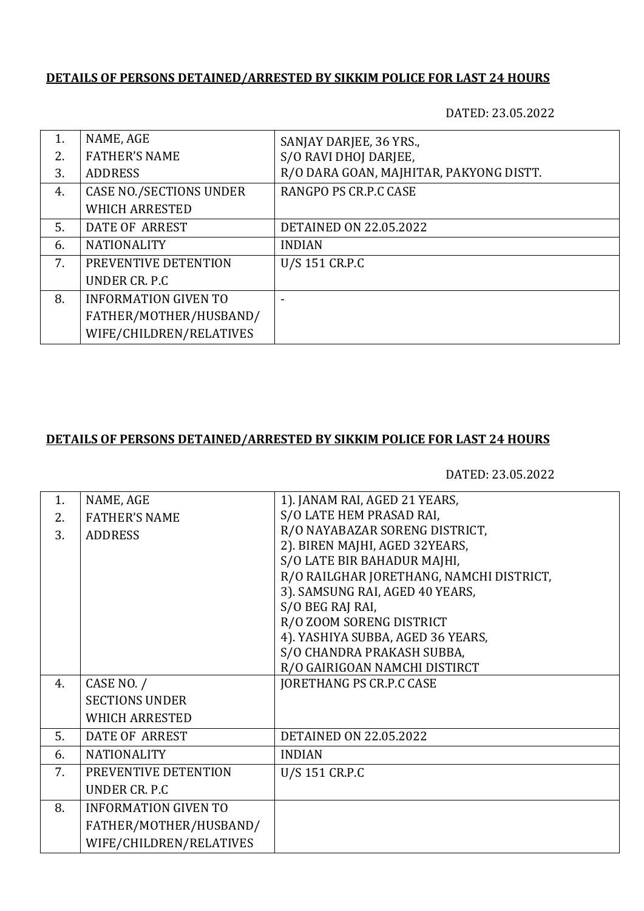**DETAILS OF PERSONS DETAINED/ARRESTED BY SIKKIM POLICE FOR LAST 24 HOURS**

DATED: 23.05.2022

| | | |
|---|---|---|
| 1.<br>2.<br>3. | NAME, AGE<br>FATHER'S NAME<br>ADDRESS | SANJAY DARJEE, 36 YRS.,<br>S/O RAVI DHOJ DARJEE,<br>R/O DARA GOAN, MAJHITAR, PAKYONG DISTT. |
| 4. | CASE NO./SECTIONS UNDER WHICH ARRESTED | RANGPO PS CR.P.C CASE |
| 5. | DATE OF ARREST | DETAINED ON 22.05.2022 |
| 6. | NATIONALITY | INDIAN |
| 7. | PREVENTIVE DETENTION UNDER CR. P.C | U/S 151 CR.P.C |
| 8. | INFORMATION GIVEN TO FATHER/MOTHER/HUSBAND/ WIFE/CHILDREN/RELATIVES | - |

**DETAILS OF PERSONS DETAINED/ARRESTED BY SIKKIM POLICE FOR LAST 24 HOURS**

DATED: 23.05.2022

| | | |
|---|---|---|
| 1.<br>2.<br>3. | NAME, AGE<br>FATHER'S NAME<br>ADDRESS | 1). JANAM RAI, AGED 21 YEARS,<br>S/O LATE HEM PRASAD RAI,<br>R/O NAYABAZAR SORENG DISTRICT,<br>2). BIREN MAJHI, AGED 32YEARS,<br>S/O LATE BIR BAHADUR MAJHI,<br>R/O RAILGHAR JORETHANG, NAMCHI DISTRICT,<br>3). SAMSUNG RAI, AGED 40 YEARS,<br>S/O BEG RAJ RAI,<br>R/O ZOOM SORENG DISTRICT<br>4). YASHIYA SUBBA, AGED 36 YEARS,<br>S/O CHANDRA PRAKASH SUBBA,<br>R/O GAIRIGOAN NAMCHI DISIRCT |
| 4. | CASE NO. / SECTIONS UNDER WHICH ARRESTED | JORETHANG PS CR.P.C CASE |
| 5. | DATE OF ARREST | DETAINED ON 22.05.2022 |
| 6. | NATIONALITY | INDIAN |
| 7. | PREVENTIVE DETENTION UNDER CR. P.C | U/S 151 CR.P.C |
| 8. | INFORMATION GIVEN TO FATHER/MOTHER/HUSBAND/ WIFE/CHILDREN/RELATIVES | |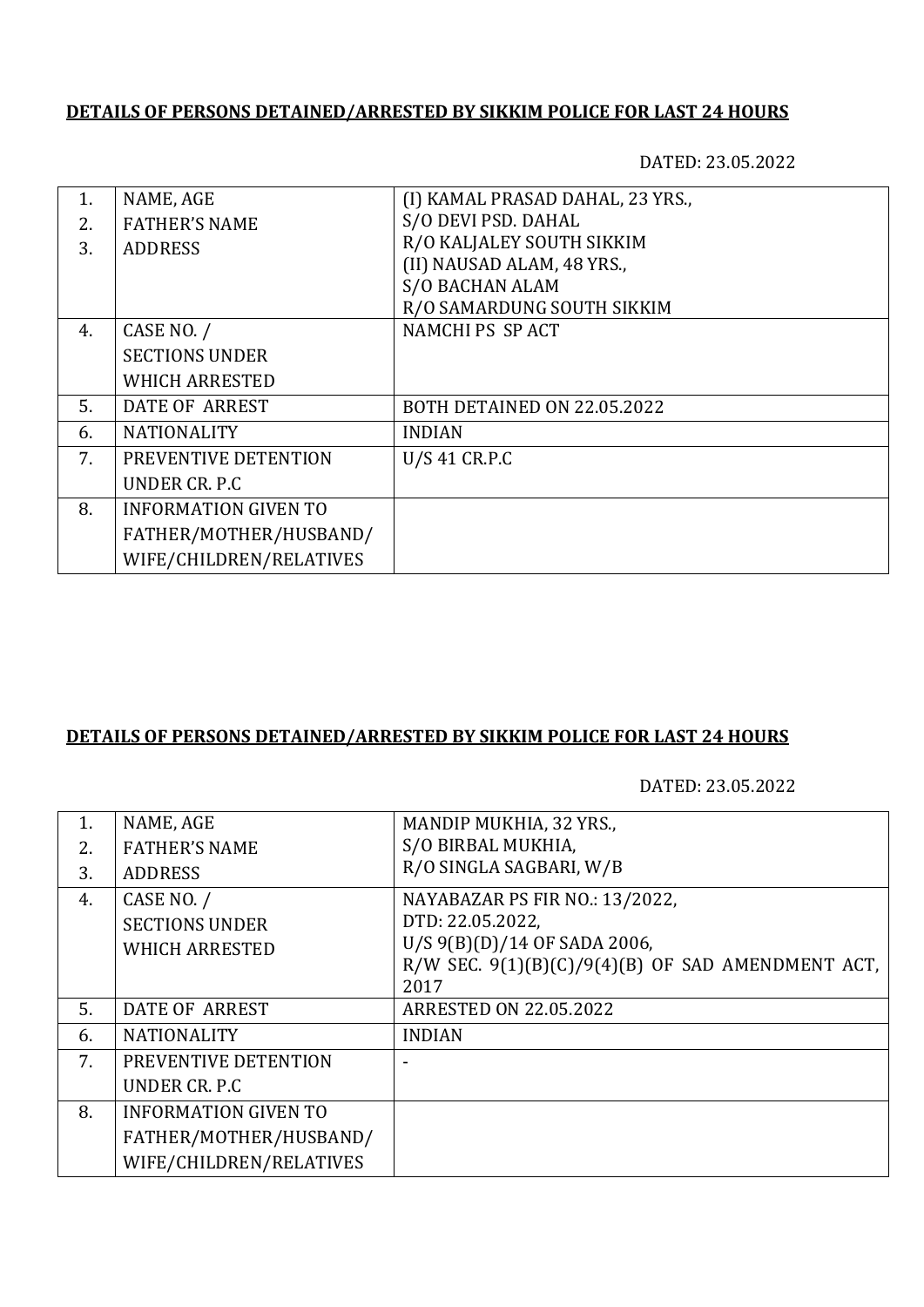**DETAILS OF PERSONS DETAINED/ARRESTED BY SIKKIM POLICE FOR LAST 24 HOURS**

DATED: 23.05.2022

| | | |
|---|---|---|
| 1.<br>2.<br>3. | NAME, AGE<br>FATHER'S NAME<br>ADDRESS | (I) KAMAL PRASAD DAHAL, 23 YRS.,<br>S/O DEVI PSD. DAHAL<br>R/O KALJALEY SOUTH SIKKIM<br>(II) NAUSAD ALAM, 48 YRS.,<br>S/O BACHAN ALAM<br>R/O SAMARDUNG SOUTH SIKKIM |
| 4. | CASE NO. /<br>SECTIONS UNDER<br>WHICH ARRESTED | NAMCHI PS SP ACT |
| 5. | DATE OF ARREST | BOTH DETAINED ON 22.05.2022 |
| 6. | NATIONALITY | INDIAN |
| 7. | PREVENTIVE DETENTION<br>UNDER CR. P.C | U/S 41 CR.P.C |
| 8. | INFORMATION GIVEN TO<br>FATHER/MOTHER/HUSBAND/<br>WIFE/CHILDREN/RELATIVES | |

**DETAILS OF PERSONS DETAINED/ARRESTED BY SIKKIM POLICE FOR LAST 24 HOURS**

DATED: 23.05.2022

| | | |
|---|---|---|
| 1.<br>2.<br>3. | NAME, AGE<br>FATHER'S NAME<br>ADDRESS | MANDIP MUKHIA, 32 YRS.,<br>S/O BIRBAL MUKHIA,<br>R/O SINGLA SAGBARI, W/B |
| 4. | CASE NO. /<br>SECTIONS UNDER<br>WHICH ARRESTED | NAYABAZAR PS FIR NO.: 13/2022,<br>DTD: 22.05.2022,<br>U/S 9(B)(D)/14 OF SADA 2006,<br>R/W SEC. 9(1)(B)(C)/9(4)(B) OF SAD AMENDMENT ACT, 2017 |
| 5. | DATE OF ARREST | ARRESTED ON 22.05.2022 |
| 6. | NATIONALITY | INDIAN |
| 7. | PREVENTIVE DETENTION<br>UNDER CR. P.C | - |
| 8. | INFORMATION GIVEN TO<br>FATHER/MOTHER/HUSBAND/<br>WIFE/CHILDREN/RELATIVES | |